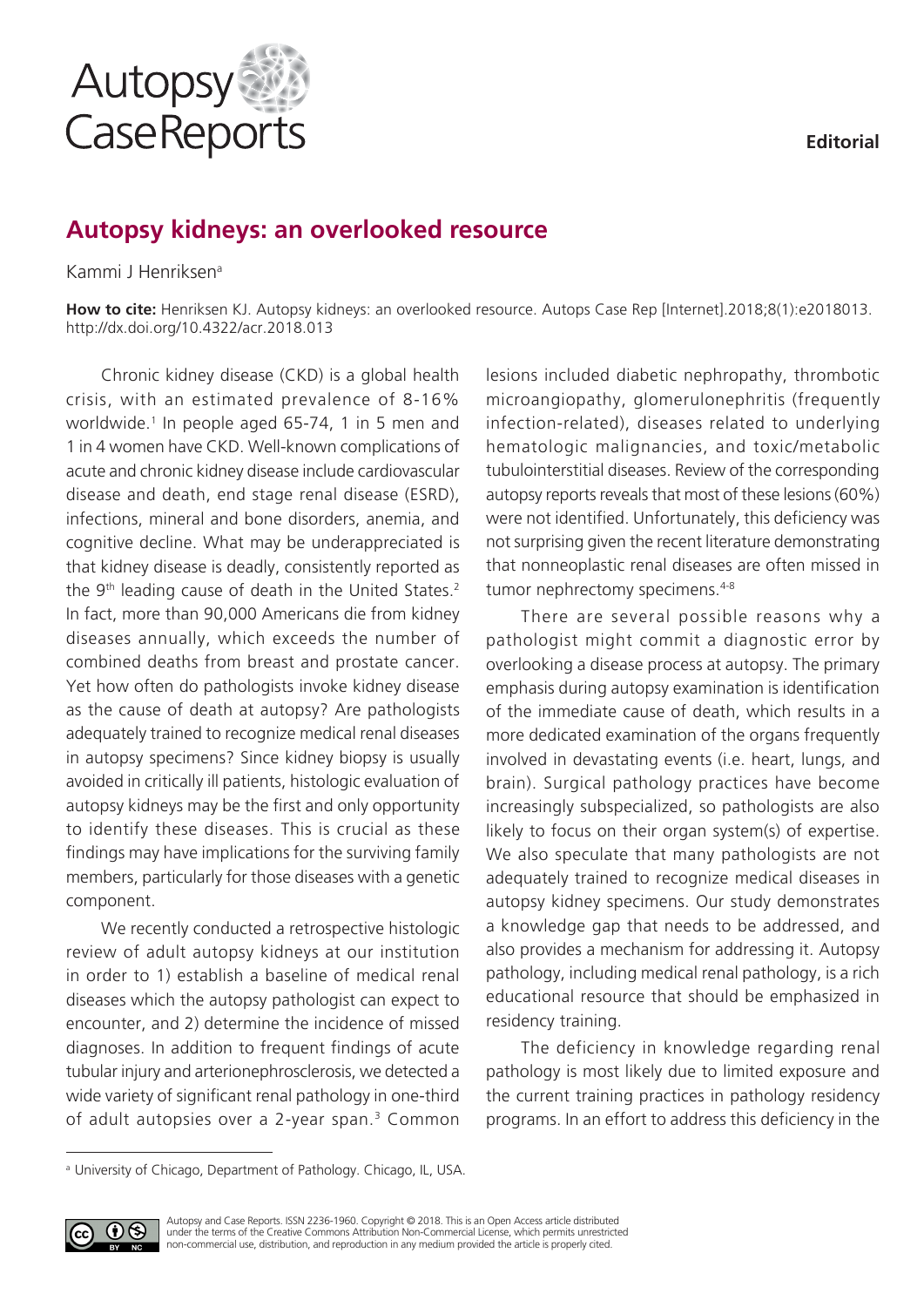Editorial

# Autopsy kidneys: an overlooked resource

Kammi J Henriksen[a]

**How to cite:** Henriksen KJ. Autopsy kidneys: an overlooked resource. Autops Case Rep [Internet].2018;8(1):e2018013. http://dx.doi.org/10.4322/acr.2018.013

Chronic kidney disease (CKD) is a global health crisis, with an estimated prevalence of 8-16% worldwide.[1] In people aged 65-74, 1 in 5 men and 1 in 4 women have CKD. Well-known complications of acute and chronic kidney disease include cardiovascular disease and death, end stage renal disease (ESRD), infections, mineral and bone disorders, anemia, and cognitive decline. What may be underappreciated is that kidney disease is deadly, consistently reported as the 9th leading cause of death in the United States.[2] In fact, more than 90,000 Americans die from kidney diseases annually, which exceeds the number of combined deaths from breast and prostate cancer. Yet how often do pathologists invoke kidney disease as the cause of death at autopsy? Are pathologists adequately trained to recognize medical renal diseases in autopsy specimens? Since kidney biopsy is usually avoided in critically ill patients, histologic evaluation of autopsy kidneys may be the first and only opportunity to identify these diseases. This is crucial as these findings may have implications for the surviving family members, particularly for those diseases with a genetic component.

We recently conducted a retrospective histologic review of adult autopsy kidneys at our institution in order to 1) establish a baseline of medical renal diseases which the autopsy pathologist can expect to encounter, and 2) determine the incidence of missed diagnoses. In addition to frequent findings of acute tubular injury and arterionephrosclerosis, we detected a wide variety of significant renal pathology in one-third of adult autopsies over a 2-year span.[3] Common lesions included diabetic nephropathy, thrombotic microangiopathy, glomerulonephritis (frequently infection-related), diseases related to underlying hematologic malignancies, and toxic/metabolic tubulointerstitial diseases. Review of the corresponding autopsy reports reveals that most of these lesions (60%) were not identified. Unfortunately, this deficiency was not surprising given the recent literature demonstrating that nonneoplastic renal diseases are often missed in tumor nephrectomy specimens.[4-8]

There are several possible reasons why a pathologist might commit a diagnostic error by overlooking a disease process at autopsy. The primary emphasis during autopsy examination is identification of the immediate cause of death, which results in a more dedicated examination of the organs frequently involved in devastating events (i.e. heart, lungs, and brain). Surgical pathology practices have become increasingly subspecialized, so pathologists are also likely to focus on their organ system(s) of expertise. We also speculate that many pathologists are not adequately trained to recognize medical diseases in autopsy kidney specimens. Our study demonstrates a knowledge gap that needs to be addressed, and also provides a mechanism for addressing it. Autopsy pathology, including medical renal pathology, is a rich educational resource that should be emphasized in residency training.

The deficiency in knowledge regarding renal pathology is most likely due to limited exposure and the current training practices in pathology residency programs. In an effort to address this deficiency in the

[a] University of Chicago, Department of Pathology. Chicago, IL, USA.

Autopsy and Case Reports. ISSN 2236-1960. Copyright © 2018. This is an Open Access article distributed under the terms of the Creative Commons Attribution Non-Commercial License, which permits unrestricted non-commercial use, distribution, and reproduction in any medium provided the article is properly cited.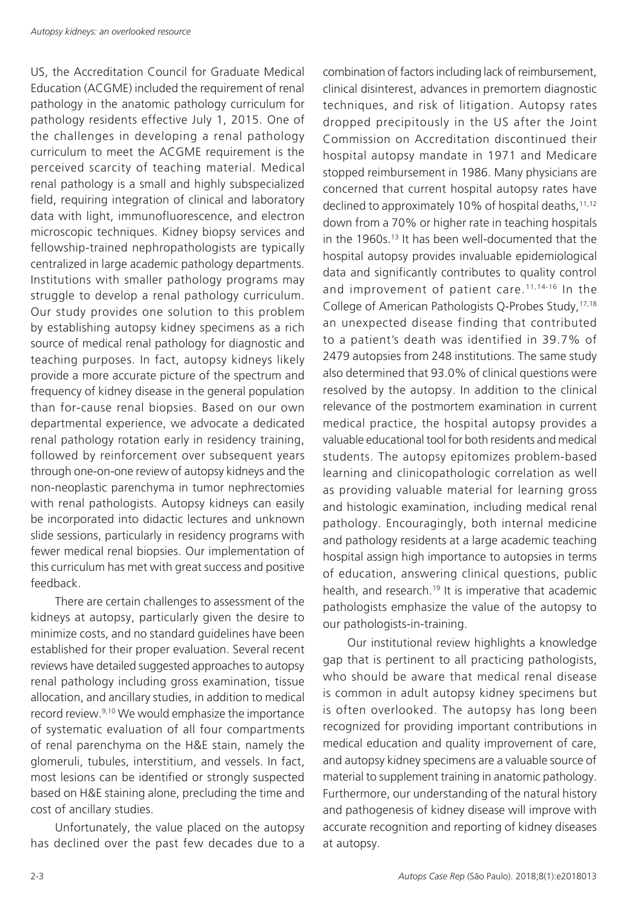US, the Accreditation Council for Graduate Medical Education (ACGME) included the requirement of renal pathology in the anatomic pathology curriculum for pathology residents effective July 1, 2015. One of the challenges in developing a renal pathology curriculum to meet the ACGME requirement is the perceived scarcity of teaching material. Medical renal pathology is a small and highly subspecialized field, requiring integration of clinical and laboratory data with light, immunofluorescence, and electron microscopic techniques. Kidney biopsy services and fellowship-trained nephropathologists are typically centralized in large academic pathology departments. Institutions with smaller pathology programs may struggle to develop a renal pathology curriculum. Our study provides one solution to this problem by establishing autopsy kidney specimens as a rich source of medical renal pathology for diagnostic and teaching purposes. In fact, autopsy kidneys likely provide a more accurate picture of the spectrum and frequency of kidney disease in the general population than for-cause renal biopsies. Based on our own departmental experience, we advocate a dedicated renal pathology rotation early in residency training, followed by reinforcement over subsequent years through one-on-one review of autopsy kidneys and the non-neoplastic parenchyma in tumor nephrectomies with renal pathologists. Autopsy kidneys can easily be incorporated into didactic lectures and unknown slide sessions, particularly in residency programs with fewer medical renal biopsies. Our implementation of this curriculum has met with great success and positive feedback.

There are certain challenges to assessment of the kidneys at autopsy, particularly given the desire to minimize costs, and no standard guidelines have been established for their proper evaluation. Several recent reviews have detailed suggested approaches to autopsy renal pathology including gross examination, tissue allocation, and ancillary studies, in addition to medical record review.[9,10] We would emphasize the importance of systematic evaluation of all four compartments of renal parenchyma on the H&E stain, namely the glomeruli, tubules, interstitium, and vessels. In fact, most lesions can be identified or strongly suspected based on H&E staining alone, precluding the time and cost of ancillary studies.

Unfortunately, the value placed on the autopsy has declined over the past few decades due to a combination of factors including lack of reimbursement, clinical disinterest, advances in premortem diagnostic techniques, and risk of litigation. Autopsy rates dropped precipitously in the US after the Joint Commission on Accreditation discontinued their hospital autopsy mandate in 1971 and Medicare stopped reimbursement in 1986. Many physicians are concerned that current hospital autopsy rates have declined to approximately 10% of hospital deaths,[11,12] down from a 70% or higher rate in teaching hospitals in the 1960s.[13] It has been well-documented that the hospital autopsy provides invaluable epidemiological data and significantly contributes to quality control and improvement of patient care.[11,14-16] In the College of American Pathologists Q-Probes Study,[17,18] an unexpected disease finding that contributed to a patient's death was identified in 39.7% of 2479 autopsies from 248 institutions. The same study also determined that 93.0% of clinical questions were resolved by the autopsy. In addition to the clinical relevance of the postmortem examination in current medical practice, the hospital autopsy provides a valuable educational tool for both residents and medical students. The autopsy epitomizes problem-based learning and clinicopathologic correlation as well as providing valuable material for learning gross and histologic examination, including medical renal pathology. Encouragingly, both internal medicine and pathology residents at a large academic teaching hospital assign high importance to autopsies in terms of education, answering clinical questions, public health, and research.[19] It is imperative that academic pathologists emphasize the value of the autopsy to our pathologists-in-training.

Our institutional review highlights a knowledge gap that is pertinent to all practicing pathologists, who should be aware that medical renal disease is common in adult autopsy kidney specimens but is often overlooked. The autopsy has long been recognized for providing important contributions in medical education and quality improvement of care, and autopsy kidney specimens are a valuable source of material to supplement training in anatomic pathology. Furthermore, our understanding of the natural history and pathogenesis of kidney disease will improve with accurate recognition and reporting of kidney diseases at autopsy.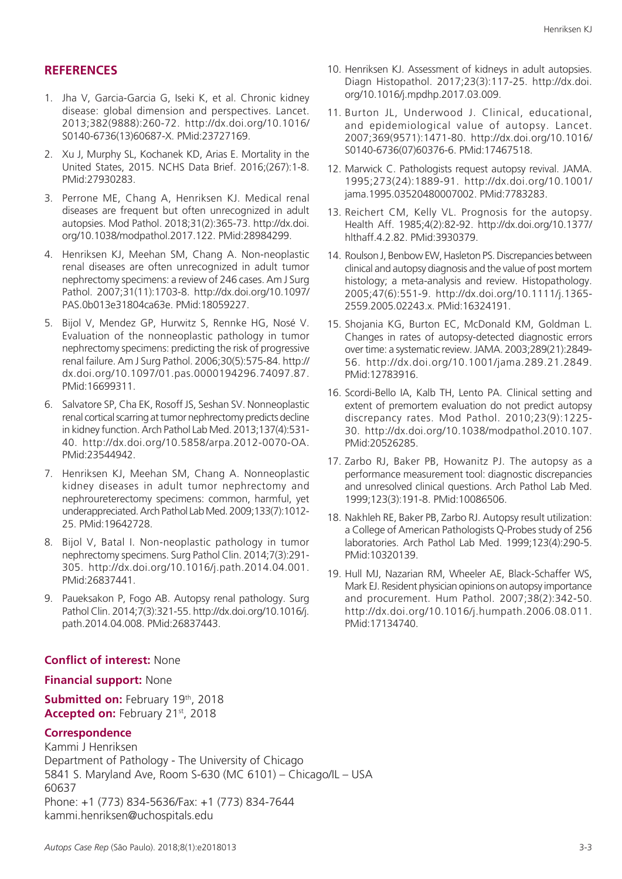## REFERENCES

1. Jha V, Garcia-Garcia G, Iseki K, et al. Chronic kidney disease: global dimension and perspectives. Lancet. 2013;382(9888):260-72. http://dx.doi.org/10.1016/S0140-6736(13)60687-X. PMid:23727169.
2. Xu J, Murphy SL, Kochanek KD, Arias E. Mortality in the United States, 2015. NCHS Data Brief. 2016;(267):1-8. PMid:27930283.
3. Perrone ME, Chang A, Henriksen KJ. Medical renal diseases are frequent but often unrecognized in adult autopsies. Mod Pathol. 2018;31(2):365-73. http://dx.doi.org/10.1038/modpathol.2017.122. PMid:28984299.
4. Henriksen KJ, Meehan SM, Chang A. Non-neoplastic renal diseases are often unrecognized in adult tumor nephrectomy specimens: a review of 246 cases. Am J Surg Pathol. 2007;31(11):1703-8. http://dx.doi.org/10.1097/PAS.0b013e31804ca63e. PMid:18059227.
5. Bijol V, Mendez GP, Hurwitz S, Rennke HG, Nosé V. Evaluation of the nonneoplastic pathology in tumor nephrectomy specimens: predicting the risk of progressive renal failure. Am J Surg Pathol. 2006;30(5):575-84. http://dx.doi.org/10.1097/01.pas.0000194296.74097.87. PMid:16699311.
6. Salvatore SP, Cha EK, Rosoff JS, Seshan SV. Nonneoplastic renal cortical scarring at tumor nephrectomy predicts decline in kidney function. Arch Pathol Lab Med. 2013;137(4):531-40. http://dx.doi.org/10.5858/arpa.2012-0070-OA. PMid:23544942.
7. Henriksen KJ, Meehan SM, Chang A. Nonneoplastic kidney diseases in adult tumor nephrectomy and nephroureterectomy specimens: common, harmful, yet underappreciated. Arch Pathol Lab Med. 2009;133(7):1012-25. PMid:19642728.
8. Bijol V, Batal I. Non-neoplastic pathology in tumor nephrectomy specimens. Surg Pathol Clin. 2014;7(3):291-305. http://dx.doi.org/10.1016/j.path.2014.04.001. PMid:26837441.
9. Paueksakon P, Fogo AB. Autopsy renal pathology. Surg Pathol Clin. 2014;7(3):321-55. http://dx.doi.org/10.1016/j.path.2014.04.008. PMid:26837443.
10. Henriksen KJ. Assessment of kidneys in adult autopsies. Diagn Histopathol. 2017;23(3):117-25. http://dx.doi.org/10.1016/j.mpdhp.2017.03.009.
11. Burton JL, Underwood J. Clinical, educational, and epidemiological value of autopsy. Lancet. 2007;369(9571):1471-80. http://dx.doi.org/10.1016/S0140-6736(07)60376-6. PMid:17467518.
12. Marwick C. Pathologists request autopsy revival. JAMA. 1995;273(24):1889-91. http://dx.doi.org/10.1001/jama.1995.03520480007002. PMid:7783283.
13. Reichert CM, Kelly VL. Prognosis for the autopsy. Health Aff. 1985;4(2):82-92. http://dx.doi.org/10.1377/hlthaff.4.2.82. PMid:3930379.
14. Roulson J, Benbow EW, Hasleton PS. Discrepancies between clinical and autopsy diagnosis and the value of post mortem histology; a meta-analysis and review. Histopathology. 2005;47(6):551-9. http://dx.doi.org/10.1111/j.1365-2559.2005.02243.x. PMid:16324191.
15. Shojania KG, Burton EC, McDonald KM, Goldman L. Changes in rates of autopsy-detected diagnostic errors over time: a systematic review. JAMA. 2003;289(21):2849-56. http://dx.doi.org/10.1001/jama.289.21.2849. PMid:12783916.
16. Scordi-Bello IA, Kalb TH, Lento PA. Clinical setting and extent of premortem evaluation do not predict autopsy discrepancy rates. Mod Pathol. 2010;23(9):1225-30. http://dx.doi.org/10.1038/modpathol.2010.107. PMid:20526285.
17. Zarbo RJ, Baker PB, Howanitz PJ. The autopsy as a performance measurement tool: diagnostic discrepancies and unresolved clinical questions. Arch Pathol Lab Med. 1999;123(3):191-8. PMid:10086506.
18. Nakhleh RE, Baker PB, Zarbo RJ. Autopsy result utilization: a College of American Pathologists Q-Probes study of 256 laboratories. Arch Pathol Lab Med. 1999;123(4):290-5. PMid:10320139.
19. Hull MJ, Nazarian RM, Wheeler AE, Black-Schaffer WS, Mark EJ. Resident physician opinions on autopsy importance and procurement. Hum Pathol. 2007;38(2):342-50. http://dx.doi.org/10.1016/j.humpath.2006.08.011. PMid:17134740.

**Conflict of interest:** None

**Financial support:** None

**Submitted on:** February 19th, 2018
**Accepted on:** February 21st, 2018

**Correspondence**

Kammi J Henriksen
Department of Pathology - The University of Chicago
5841 S. Maryland Ave, Room S-630 (MC 6101) – Chicago/IL – USA
60637
Phone: +1 (773) 834-5636/Fax: +1 (773) 834-7644
kammi.henriksen@uchospitals.edu